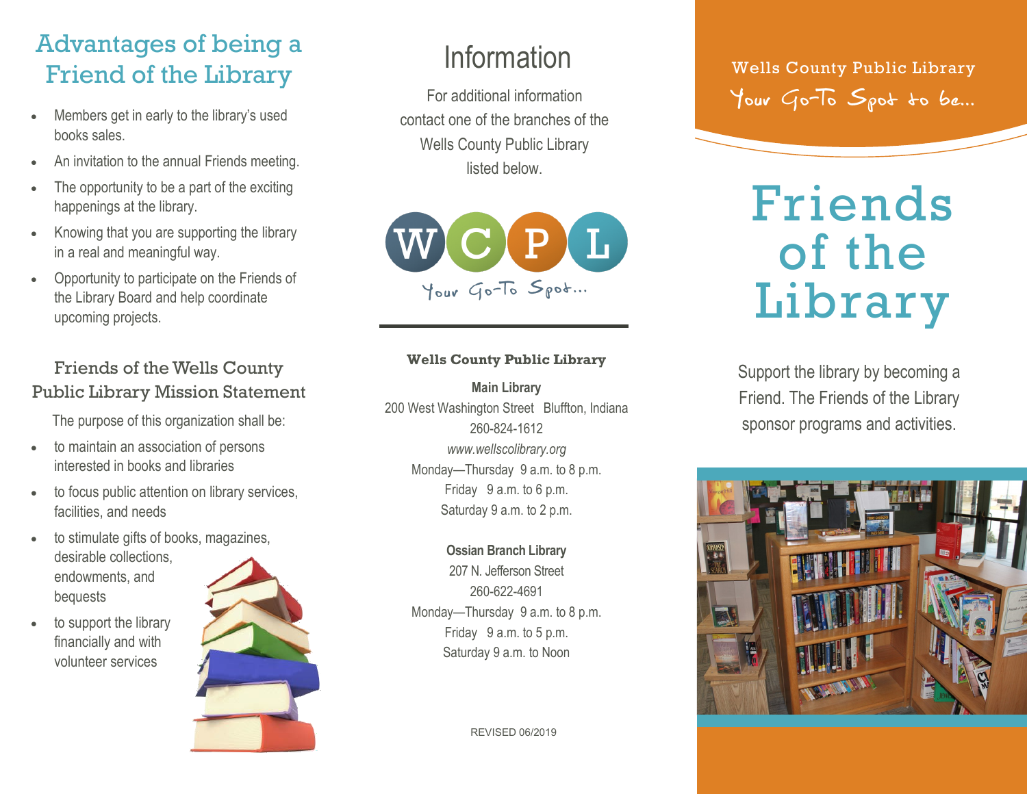## Advantages of being a Friend of the Library

- Members get in early to the library's used books sales.
- An invitation to the annual Friends meeting.
- The opportunity to be a part of the exciting happenings at the library.
- Knowing that you are supporting the library in a real and meaningful way.
- Opportunity to participate on the Friends of the Library Board and help coordinate upcoming projects.

### Friends of the Wells County Public Library Mission Statement

The purpose of this organization shall be:

- to maintain an association of persons interested in books and libraries
- to focus public attention on library services, facilities, and needs
- to stimulate gifts of books, magazines, desirable collections, endowments, and bequests
- to support the library financially and with volunteer services

## Information

For additional information contact one of the branches of the Wells County Public Library listed below.

WCPL

Your Go-To Spot...

**Wells County Public Library**

**Main Library**
200 West Washington Street Bluffton, Indiana
260-824-1612
*www.wellscolibrary.org*
Monday—Thursday 9 a.m. to 8 p.m.
Friday 9 a.m. to 6 p.m.
Saturday 9 a.m. to 2 p.m.

**Ossian Branch Library**
207 N. Jefferson Street
260-622-4691
Monday—Thursday 9 a.m. to 8 p.m.
Friday 9 a.m. to 5 p.m.
Saturday 9 a.m. to Noon

REVISED 06/2019

Wells County Public Library

Your Go-To Spot to be...

# Friends of the Library

Support the library by becoming a Friend. The Friends of the Library sponsor programs and activities.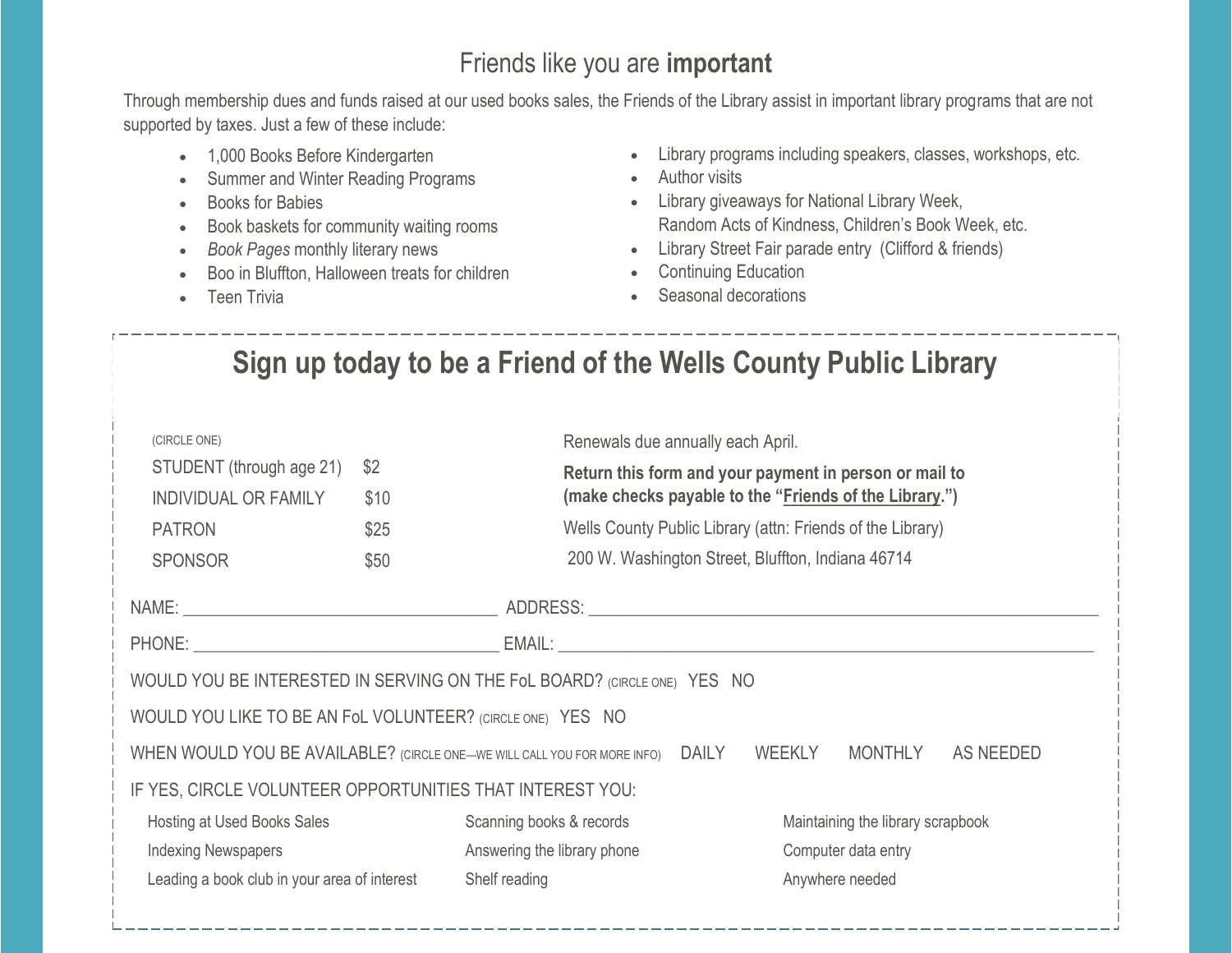## Friends like you are **important**

Through membership dues and funds raised at our used books sales, the Friends of the Library assist in important library programs that are not supported by taxes. Just a few of these include:

- 1,000 Books Before Kindergarten
- Summer and Winter Reading Programs
- Books for Babies
- Book baskets for community waiting rooms
- *Book Pages* monthly literary news
- Boo in Bluffton, Halloween treats for children
- Teen Trivia
- Library programs including speakers, classes, workshops, etc.
- Author visits
- Library giveaways for National Library Week, Random Acts of Kindness, Children's Book Week, etc.
- Library Street Fair parade entry (Clifford & friends)
- Continuing Education
- Seasonal decorations

# Sign up today to be a Friend of the Wells County Public Library

(CIRCLE ONE)

| | |
|---|---|
| STUDENT (through age 21) | $2 |
| INDIVIDUAL OR FAMILY | $10 |
| PATRON | $25 |
| SPONSOR | $50 |

Renewals due annually each April.

**Return this form and your payment in person or mail to (make checks payable to the "Friends of the Library.")**

Wells County Public Library (attn: Friends of the Library)
200 W. Washington Street, Bluffton, Indiana 46714

NAME: ______________________________ ADDRESS: ______________________________________________

PHONE: ______________________________ EMAIL: ______________________________________________

WOULD YOU BE INTERESTED IN SERVING ON THE FoL BOARD? (CIRCLE ONE) YES NO

WOULD YOU LIKE TO BE AN FoL VOLUNTEER? (CIRCLE ONE) YES NO

WHEN WOULD YOU BE AVAILABLE? (CIRCLE ONE—WE WILL CALL YOU FOR MORE INFO) DAILY WEEKLY MONTHLY AS NEEDED

IF YES, CIRCLE VOLUNTEER OPPORTUNITIES THAT INTEREST YOU:

| | | |
|---|---|---|
| Hosting at Used Books Sales | Scanning books & records | Maintaining the library scrapbook |
| Indexing Newspapers | Answering the library phone | Computer data entry |
| Leading a book club in your area of interest | Shelf reading | Anywhere needed |